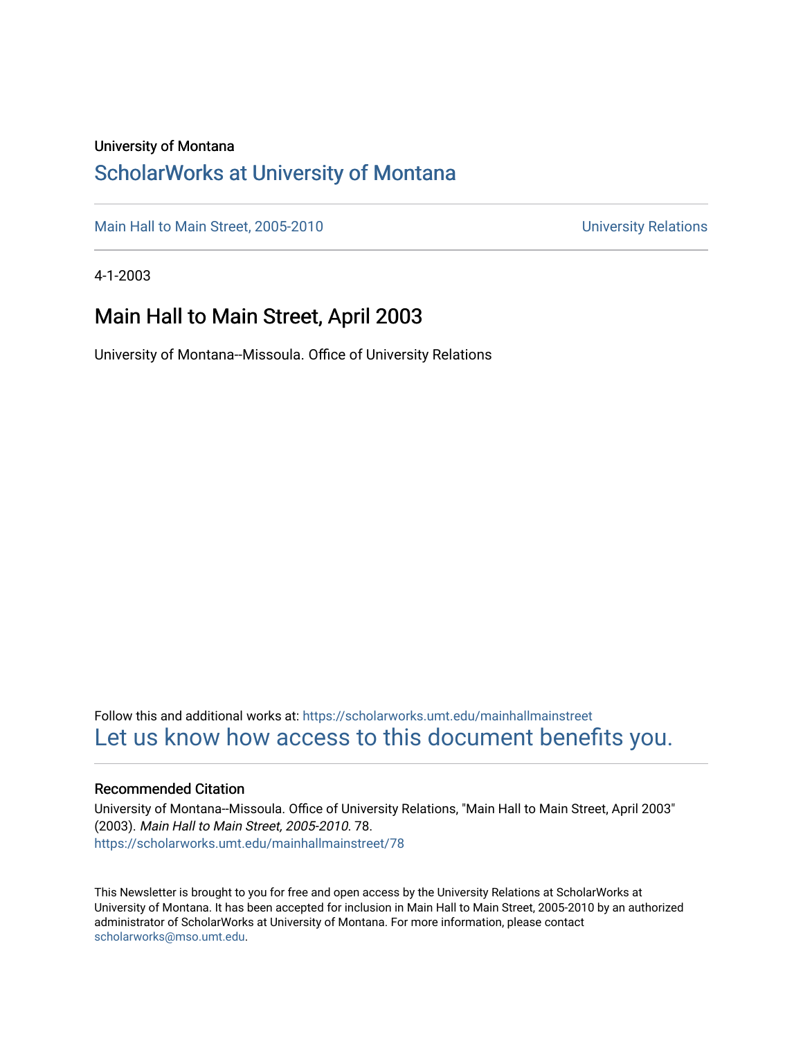University of Montana

# ScholarWorks at University of Montana

Main Hall to Main Street, 2005-2010 | University Relations

4-1-2003

## Main Hall to Main Street, April 2003

University of Montana--Missoula. Office of University Relations

Follow this and additional works at: https://scholarworks.umt.edu/mainhallmainstreet

Let us know how access to this document benefits you.

### Recommended Citation

University of Montana--Missoula. Office of University Relations, "Main Hall to Main Street, April 2003" (2003). *Main Hall to Main Street, 2005-2010*. 78.
https://scholarworks.umt.edu/mainhallmainstreet/78

This Newsletter is brought to you for free and open access by the University Relations at ScholarWorks at University of Montana. It has been accepted for inclusion in Main Hall to Main Street, 2005-2010 by an authorized administrator of ScholarWorks at University of Montana. For more information, please contact scholarworks@mso.umt.edu.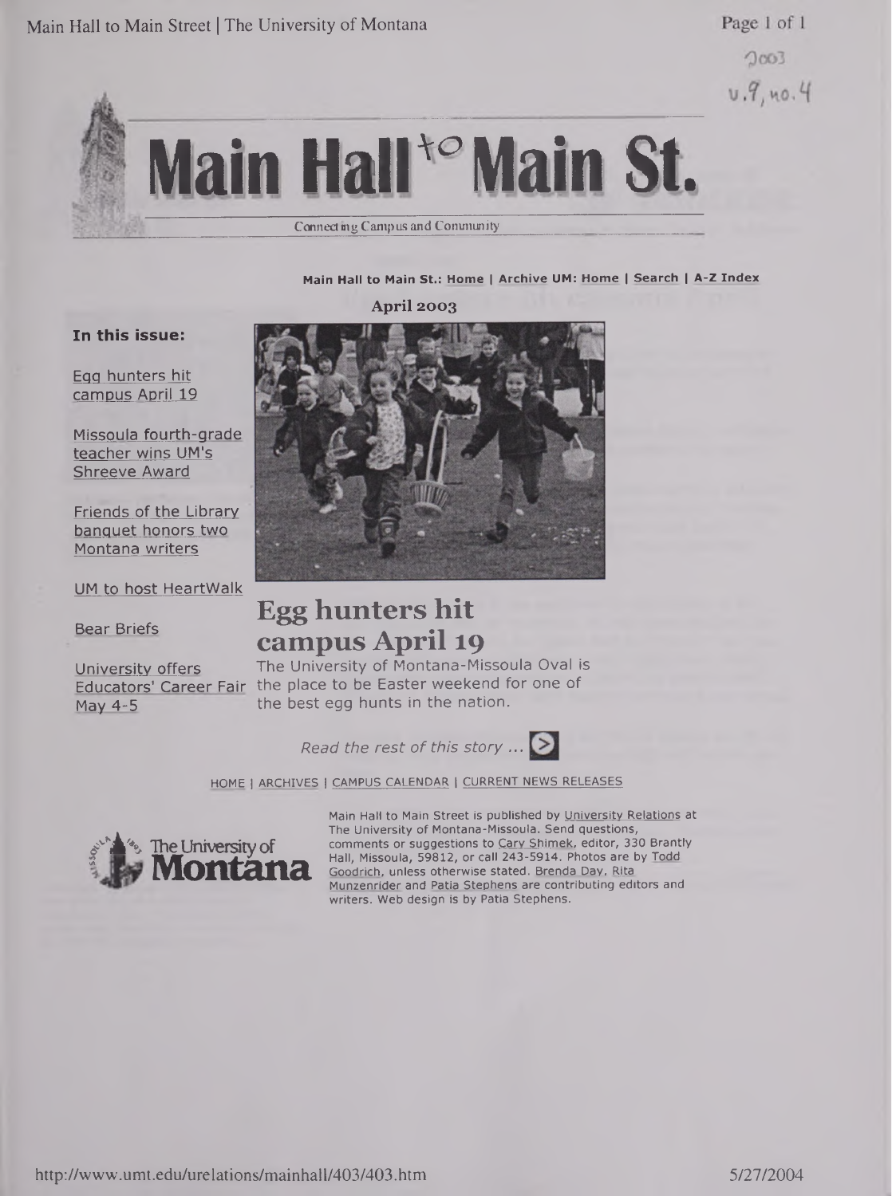2003
v.9, no.4

# Main Hall to Main St.

Connecting Campus and Community

**Main Hall to Main St.:** Home | Archive **UM:** Home | Search | A-Z Index

**April 2003**

**In this issue:**

Egg hunters hit campus April 19

Missoula fourth-grade teacher wins UM's Shreeve Award

Friends of the Library banquet honors two Montana writers

UM to host HeartWalk

Bear Briefs

University offers Educators' Career Fair May 4-5

## Egg hunters hit campus April 19

The University of Montana-Missoula Oval is the place to be Easter weekend for one of the best egg hunts in the nation.

*Read the rest of this story ...*

HOME | ARCHIVES | CAMPUS CALENDAR | CURRENT NEWS RELEASES

The University of Montana

Main Hall to Main Street is published by University Relations at The University of Montana-Missoula. Send questions, comments or suggestions to Cary Shimek, editor, 330 Brantly Hall, Missoula, 59812, or call 243-5914. Photos are by Todd Goodrich, unless otherwise stated. Brenda Day, Rita Munzenrider and Patia Stephens are contributing editors and writers. Web design is by Patia Stephens.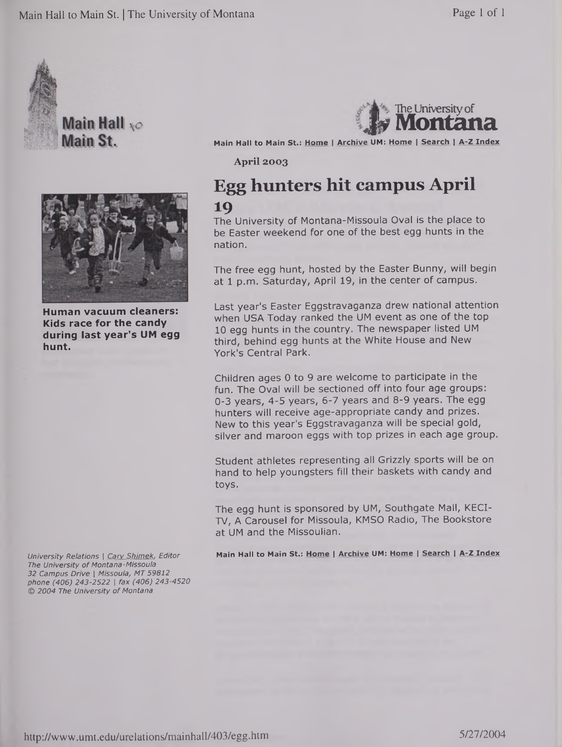Main Hall to Main St.

Main Hall to Main St.: Home | Archive UM: Home | Search | A-Z Index

April 2003

# Egg hunters hit campus April 19

The University of Montana-Missoula Oval is the place to be Easter weekend for one of the best egg hunts in the nation.

The free egg hunt, hosted by the Easter Bunny, will begin at 1 p.m. Saturday, April 19, in the center of campus.

Last year's Easter Eggstravaganza drew national attention when USA Today ranked the UM event as one of the top 10 egg hunts in the country. The newspaper listed UM third, behind egg hunts at the White House and New York's Central Park.

Children ages 0 to 9 are welcome to participate in the fun. The Oval will be sectioned off into four age groups: 0-3 years, 4-5 years, 6-7 years and 8-9 years. The egg hunters will receive age-appropriate candy and prizes. New to this year's Eggstravaganza will be special gold, silver and maroon eggs with top prizes in each age group.

Student athletes representing all Grizzly sports will be on hand to help youngsters fill their baskets with candy and toys.

The egg hunt is sponsored by UM, Southgate Mall, KECI-TV, A Carousel for Missoula, KMSO Radio, The Bookstore at UM and the Missoulian.

**Human vacuum cleaners: Kids race for the candy during last year's UM egg hunt.**

Main Hall to Main St.: Home | Archive UM: Home | Search | A-Z Index

*University Relations | Cary Shimek, Editor*
*The University of Montana-Missoula*
*32 Campus Drive | Missoula, MT 59812*
*phone (406) 243-2522 | fax (406) 243-4520*
*© 2004 The University of Montana*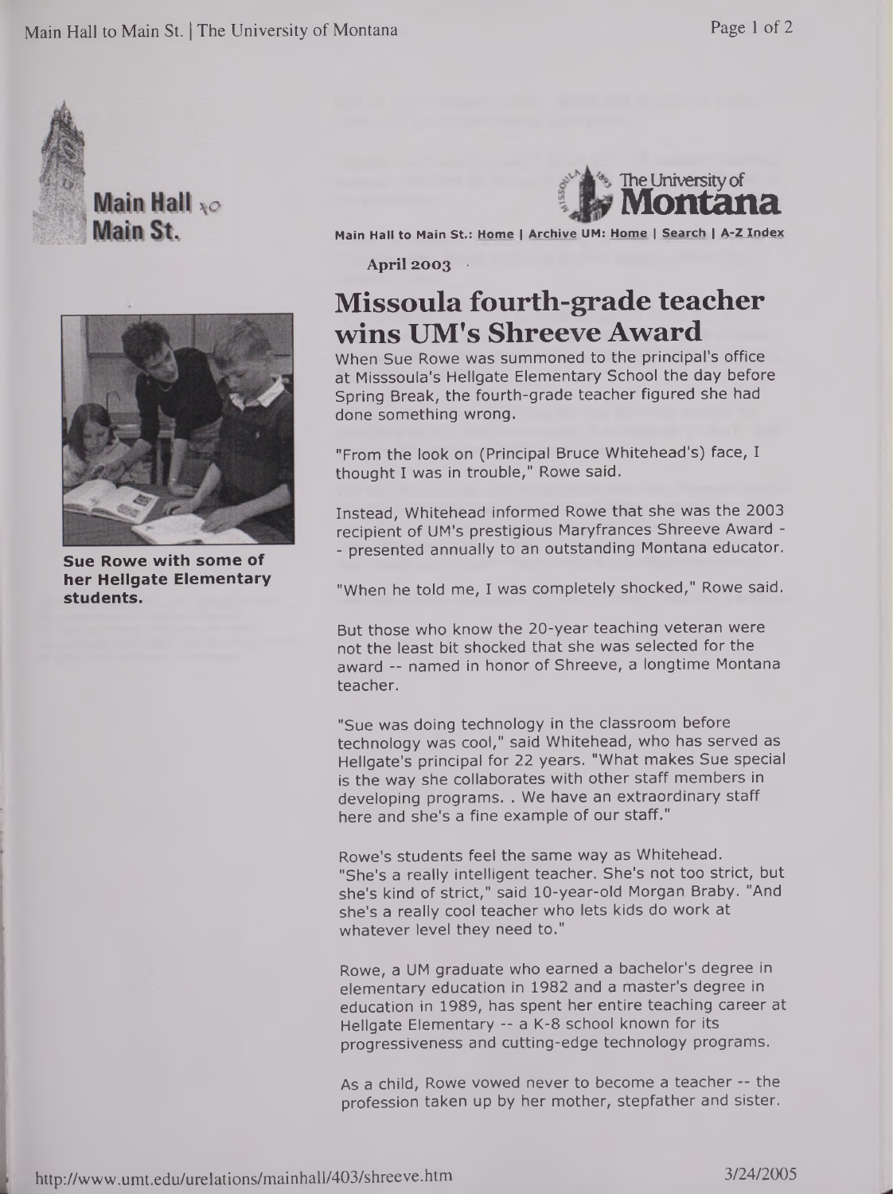Main Hall to Main St.: Home | Archive UM: Home | Search | A-Z Index

**April 2003**

# Missoula fourth-grade teacher wins UM's Shreeve Award

**Sue Rowe with some of her Hellgate Elementary students.**

When Sue Rowe was summoned to the principal's office at Misssoula's Hellgate Elementary School the day before Spring Break, the fourth-grade teacher figured she had done something wrong.

"From the look on (Principal Bruce Whitehead's) face, I thought I was in trouble," Rowe said.

Instead, Whitehead informed Rowe that she was the 2003 recipient of UM's prestigious Maryfrances Shreeve Award -- presented annually to an outstanding Montana educator.

"When he told me, I was completely shocked," Rowe said.

But those who know the 20-year teaching veteran were not the least bit shocked that she was selected for the award -- named in honor of Shreeve, a longtime Montana teacher.

"Sue was doing technology in the classroom before technology was cool," said Whitehead, who has served as Hellgate's principal for 22 years. "What makes Sue special is the way she collaborates with other staff members in developing programs. . We have an extraordinary staff here and she's a fine example of our staff."

Rowe's students feel the same way as Whitehead. "She's a really intelligent teacher. She's not too strict, but she's kind of strict," said 10-year-old Morgan Braby. "And she's a really cool teacher who lets kids do work at whatever level they need to."

Rowe, a UM graduate who earned a bachelor's degree in elementary education in 1982 and a master's degree in education in 1989, has spent her entire teaching career at Hellgate Elementary -- a K-8 school known for its progressiveness and cutting-edge technology programs.

As a child, Rowe vowed never to become a teacher -- the profession taken up by her mother, stepfather and sister.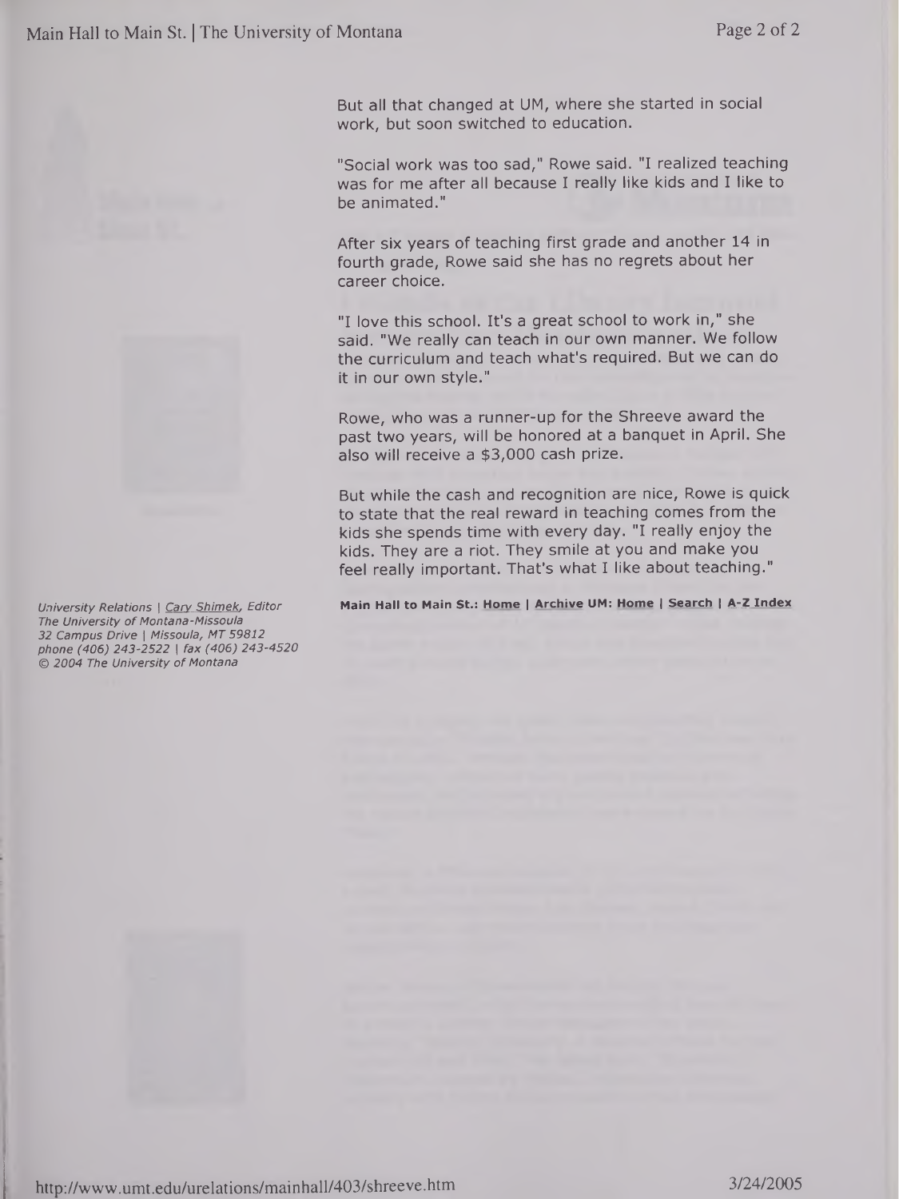But all that changed at UM, where she started in social work, but soon switched to education.

"Social work was too sad," Rowe said. "I realized teaching was for me after all because I really like kids and I like to be animated."

After six years of teaching first grade and another 14 in fourth grade, Rowe said she has no regrets about her career choice.

"I love this school. It's a great school to work in," she said. "We really can teach in our own manner. We follow the curriculum and teach what's required. But we can do it in our own style."

Rowe, who was a runner-up for the Shreeve award the past two years, will be honored at a banquet in April. She also will receive a $3,000 cash prize.

But while the cash and recognition are nice, Rowe is quick to state that the real reward in teaching comes from the kids she spends time with every day. "I really enjoy the kids. They are a riot. They smile at you and make you feel really important. That's what I like about teaching."

**Main Hall to Main St.: Home | Archive UM: Home | Search | A-Z Index**

*University Relations | Cary Shimek, Editor*
*The University of Montana-Missoula*
*32 Campus Drive | Missoula, MT 59812*
*phone (406) 243-2522 | fax (406) 243-4520*
*© 2004 The University of Montana*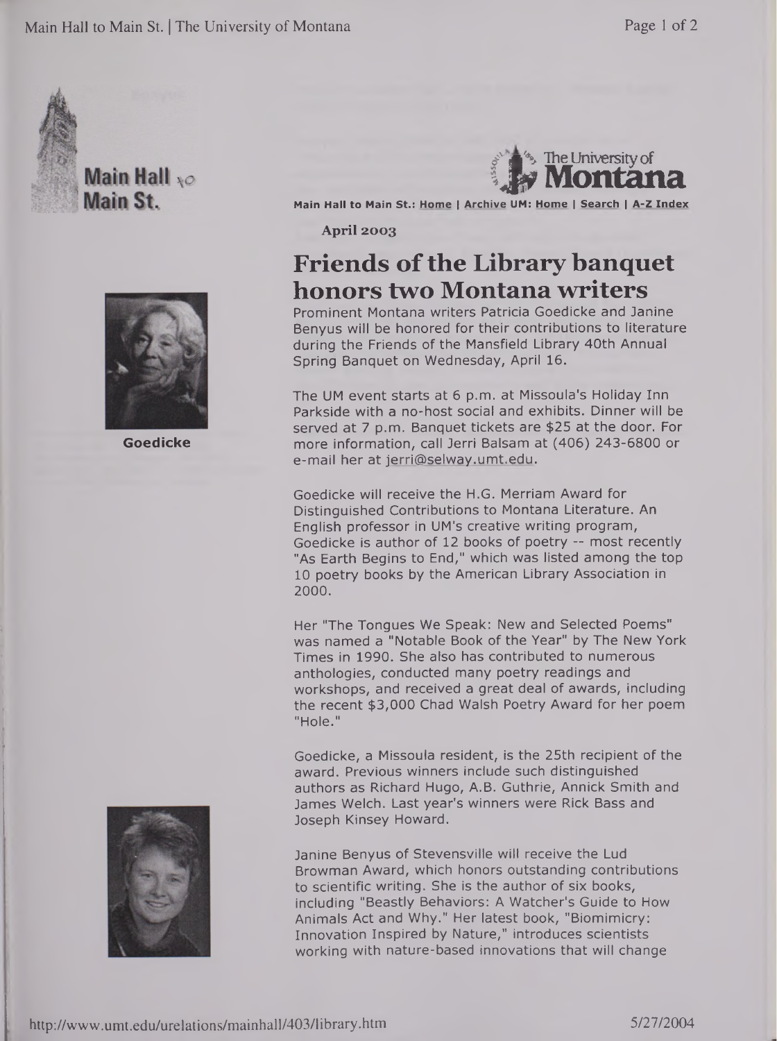Main Hall to Main St.: Home | Archive UM: Home | Search | A-Z Index

**April 2003**

# Friends of the Library banquet honors two Montana writers

Goedicke

Prominent Montana writers Patricia Goedicke and Janine Benyus will be honored for their contributions to literature during the Friends of the Mansfield Library 40th Annual Spring Banquet on Wednesday, April 16.

The UM event starts at 6 p.m. at Missoula's Holiday Inn Parkside with a no-host social and exhibits. Dinner will be served at 7 p.m. Banquet tickets are $25 at the door. For more information, call Jerri Balsam at (406) 243-6800 or e-mail her at jerri@selway.umt.edu.

Goedicke will receive the H.G. Merriam Award for Distinguished Contributions to Montana Literature. An English professor in UM's creative writing program, Goedicke is author of 12 books of poetry -- most recently "As Earth Begins to End," which was listed among the top 10 poetry books by the American Library Association in 2000.

Her "The Tongues We Speak: New and Selected Poems" was named a "Notable Book of the Year" by The New York Times in 1990. She also has contributed to numerous anthologies, conducted many poetry readings and workshops, and received a great deal of awards, including the recent $3,000 Chad Walsh Poetry Award for her poem "Hole."

Goedicke, a Missoula resident, is the 25th recipient of the award. Previous winners include such distinguished authors as Richard Hugo, A.B. Guthrie, Annick Smith and James Welch. Last year's winners were Rick Bass and Joseph Kinsey Howard.

Janine Benyus of Stevensville will receive the Lud Browman Award, which honors outstanding contributions to scientific writing. She is the author of six books, including "Beastly Behaviors: A Watcher's Guide to How Animals Act and Why." Her latest book, "Biomimicry: Innovation Inspired by Nature," introduces scientists working with nature-based innovations that will change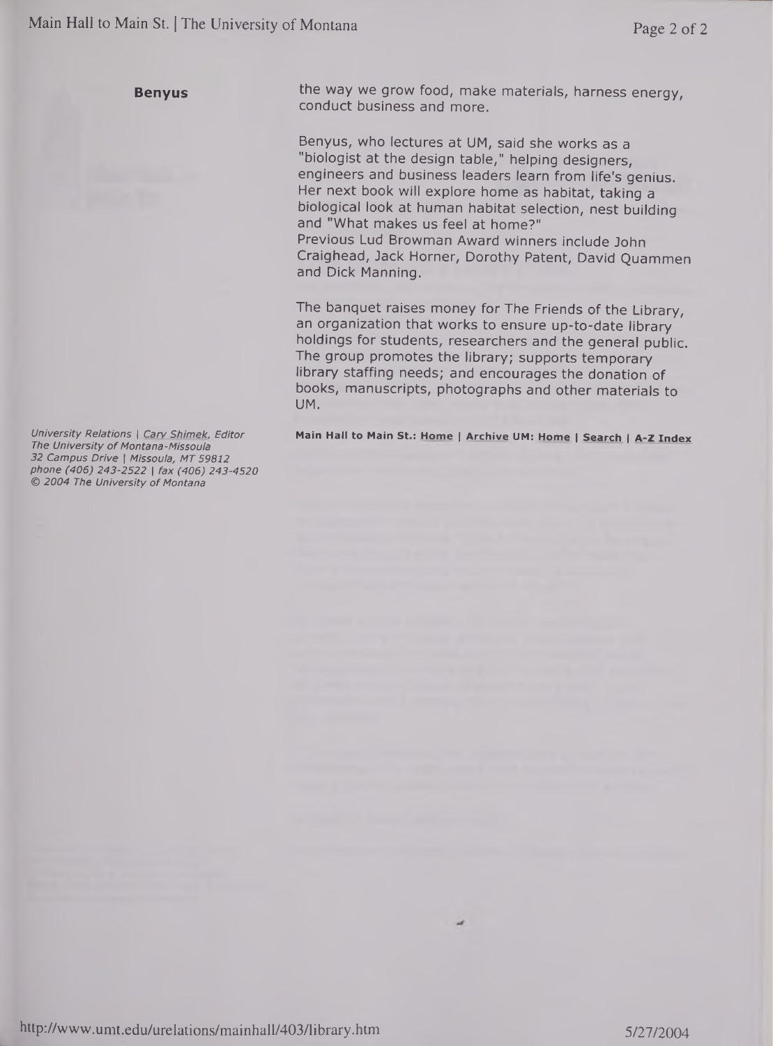**Benyus**

the way we grow food, make materials, harness energy, conduct business and more.

Benyus, who lectures at UM, said she works as a "biologist at the design table," helping designers, engineers and business leaders learn from life's genius. Her next book will explore home as habitat, taking a biological look at human habitat selection, nest building and "What makes us feel at home?"
Previous Lud Browman Award winners include John Craighead, Jack Horner, Dorothy Patent, David Quammen and Dick Manning.

The banquet raises money for The Friends of the Library, an organization that works to ensure up-to-date library holdings for students, researchers and the general public. The group promotes the library; supports temporary library staffing needs; and encourages the donation of books, manuscripts, photographs and other materials to UM.

*University Relations | Cary Shimek, Editor*
*The University of Montana-Missoula*
*32 Campus Drive | Missoula, MT 59812*
*phone (406) 243-2522 | fax (406) 243-4520*
*© 2004 The University of Montana*

**Main Hall to Main St.: Home | Archive UM: Home | Search | A-Z Index**

http://www.umt.edu/urelations/mainhall/403/library.htm 5/27/2004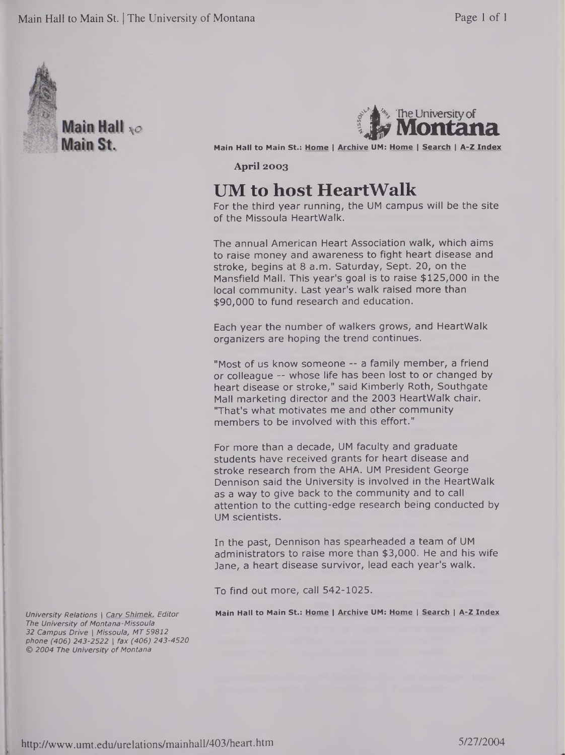**Main Hall to Main St.**

**The University of Montana**

**Main Hall to Main St.: Home | Archive UM: Home | Search | A-Z Index**

**April 2003**

# UM to host HeartWalk

For the third year running, the UM campus will be the site of the Missoula HeartWalk.

The annual American Heart Association walk, which aims to raise money and awareness to fight heart disease and stroke, begins at 8 a.m. Saturday, Sept. 20, on the Mansfield Mall. This year's goal is to raise $125,000 in the local community. Last year's walk raised more than $90,000 to fund research and education.

Each year the number of walkers grows, and HeartWalk organizers are hoping the trend continues.

"Most of us know someone -- a family member, a friend or colleague -- whose life has been lost to or changed by heart disease or stroke," said Kimberly Roth, Southgate Mall marketing director and the 2003 HeartWalk chair. "That's what motivates me and other community members to be involved with this effort."

For more than a decade, UM faculty and graduate students have received grants for heart disease and stroke research from the AHA. UM President George Dennison said the University is involved in the HeartWalk as a way to give back to the community and to call attention to the cutting-edge research being conducted by UM scientists.

In the past, Dennison has spearheaded a team of UM administrators to raise more than $3,000. He and his wife Jane, a heart disease survivor, lead each year's walk.

To find out more, call 542-1025.

**Main Hall to Main St.: Home | Archive UM: Home | Search | A-Z Index**

*University Relations | Cary Shimek, Editor*
*The University of Montana-Missoula*
*32 Campus Drive | Missoula, MT 59812*
*phone (406) 243-2522 | fax (406) 243-4520*
*© 2004 The University of Montana*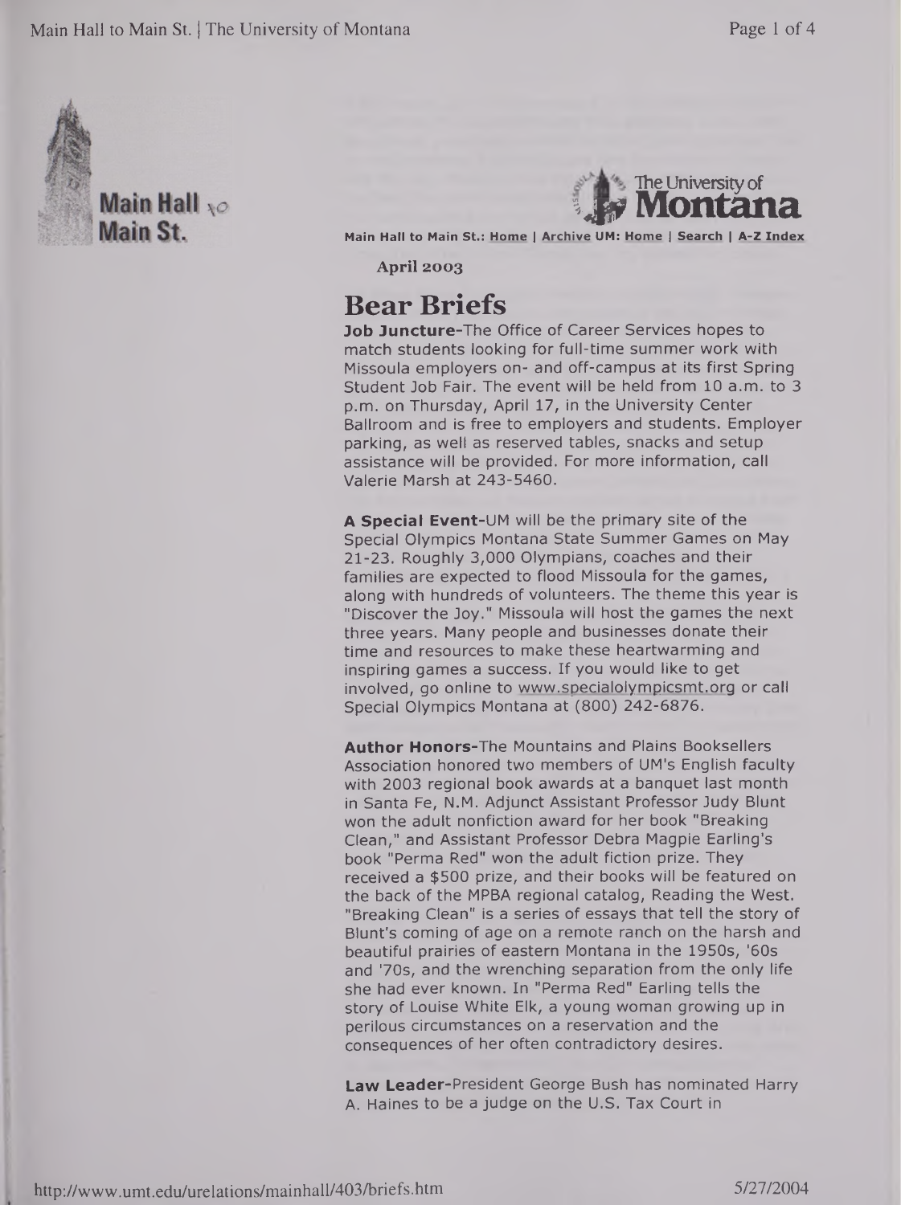Main Hall to Main St.: Home | Archive UM: Home | Search | A-Z Index

April 2003

# Bear Briefs

**Job Juncture**-The Office of Career Services hopes to match students looking for full-time summer work with Missoula employers on- and off-campus at its first Spring Student Job Fair. The event will be held from 10 a.m. to 3 p.m. on Thursday, April 17, in the University Center Ballroom and is free to employers and students. Employer parking, as well as reserved tables, snacks and setup assistance will be provided. For more information, call Valerie Marsh at 243-5460.

**A Special Event**-UM will be the primary site of the Special Olympics Montana State Summer Games on May 21-23. Roughly 3,000 Olympians, coaches and their families are expected to flood Missoula for the games, along with hundreds of volunteers. The theme this year is "Discover the Joy." Missoula will host the games the next three years. Many people and businesses donate their time and resources to make these heartwarming and inspiring games a success. If you would like to get involved, go online to www.specialolympicsmt.org or call Special Olympics Montana at (800) 242-6876.

**Author Honors**-The Mountains and Plains Booksellers Association honored two members of UM's English faculty with 2003 regional book awards at a banquet last month in Santa Fe, N.M. Adjunct Assistant Professor Judy Blunt won the adult nonfiction award for her book "Breaking Clean," and Assistant Professor Debra Magpie Earling's book "Perma Red" won the adult fiction prize. They received a $500 prize, and their books will be featured on the back of the MPBA regional catalog, Reading the West. "Breaking Clean" is a series of essays that tell the story of Blunt's coming of age on a remote ranch on the harsh and beautiful prairies of eastern Montana in the 1950s, '60s and '70s, and the wrenching separation from the only life she had ever known. In "Perma Red" Earling tells the story of Louise White Elk, a young woman growing up in perilous circumstances on a reservation and the consequences of her often contradictory desires.

**Law Leader**-President George Bush has nominated Harry A. Haines to be a judge on the U.S. Tax Court in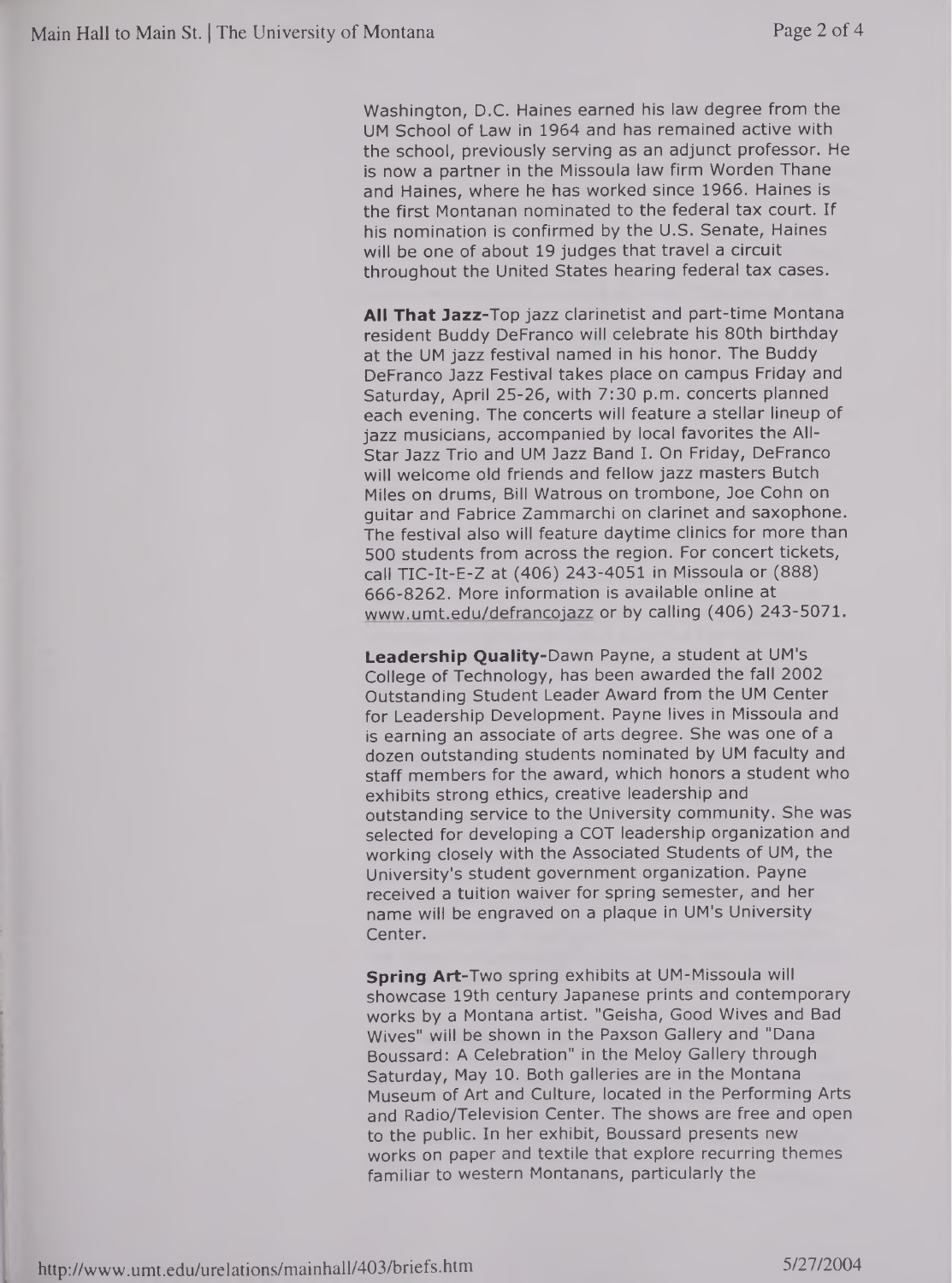Washington, D.C. Haines earned his law degree from the UM School of Law in 1964 and has remained active with the school, previously serving as an adjunct professor. He is now a partner in the Missoula law firm Worden Thane and Haines, where he has worked since 1966. Haines is the first Montanan nominated to the federal tax court. If his nomination is confirmed by the U.S. Senate, Haines will be one of about 19 judges that travel a circuit throughout the United States hearing federal tax cases.

**All That Jazz-**Top jazz clarinetist and part-time Montana resident Buddy DeFranco will celebrate his 80th birthday at the UM jazz festival named in his honor. The Buddy DeFranco Jazz Festival takes place on campus Friday and Saturday, April 25-26, with 7:30 p.m. concerts planned each evening. The concerts will feature a stellar lineup of jazz musicians, accompanied by local favorites the All-Star Jazz Trio and UM Jazz Band I. On Friday, DeFranco will welcome old friends and fellow jazz masters Butch Miles on drums, Bill Watrous on trombone, Joe Cohn on guitar and Fabrice Zammarchi on clarinet and saxophone. The festival also will feature daytime clinics for more than 500 students from across the region. For concert tickets, call TIC-It-E-Z at (406) 243-4051 in Missoula or (888) 666-8262. More information is available online at www.umt.edu/defrancojazz or by calling (406) 243-5071.

**Leadership Quality-**Dawn Payne, a student at UM's College of Technology, has been awarded the fall 2002 Outstanding Student Leader Award from the UM Center for Leadership Development. Payne lives in Missoula and is earning an associate of arts degree. She was one of a dozen outstanding students nominated by UM faculty and staff members for the award, which honors a student who exhibits strong ethics, creative leadership and outstanding service to the University community. She was selected for developing a COT leadership organization and working closely with the Associated Students of UM, the University's student government organization. Payne received a tuition waiver for spring semester, and her name will be engraved on a plaque in UM's University Center.

**Spring Art-**Two spring exhibits at UM-Missoula will showcase 19th century Japanese prints and contemporary works by a Montana artist. "Geisha, Good Wives and Bad Wives" will be shown in the Paxson Gallery and "Dana Boussard: A Celebration" in the Meloy Gallery through Saturday, May 10. Both galleries are in the Montana Museum of Art and Culture, located in the Performing Arts and Radio/Television Center. The shows are free and open to the public. In her exhibit, Boussard presents new works on paper and textile that explore recurring themes familiar to western Montanans, particularly the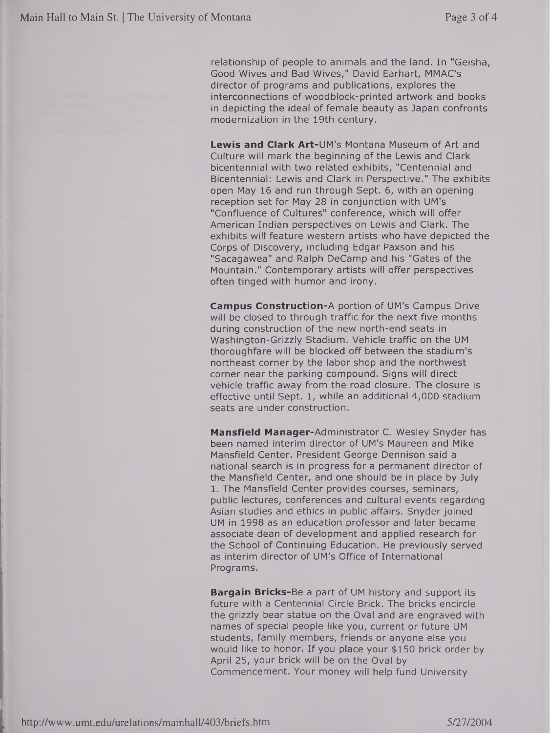relationship of people to animals and the land. In "Geisha, Good Wives and Bad Wives," David Earhart, MMAC's director of programs and publications, explores the interconnections of woodblock-printed artwork and books in depicting the ideal of female beauty as Japan confronts modernization in the 19th century.

**Lewis and Clark Art-**UM's Montana Museum of Art and Culture will mark the beginning of the Lewis and Clark bicentennial with two related exhibits, "Centennial and Bicentennial: Lewis and Clark in Perspective." The exhibits open May 16 and run through Sept. 6, with an opening reception set for May 28 in conjunction with UM's "Confluence of Cultures" conference, which will offer American Indian perspectives on Lewis and Clark. The exhibits will feature western artists who have depicted the Corps of Discovery, including Edgar Paxson and his "Sacagawea" and Ralph DeCamp and his "Gates of the Mountain." Contemporary artists will offer perspectives often tinged with humor and irony.

**Campus Construction-**A portion of UM's Campus Drive will be closed to through traffic for the next five months during construction of the new north-end seats in Washington-Grizzly Stadium. Vehicle traffic on the UM thoroughfare will be blocked off between the stadium's northeast corner by the labor shop and the northwest corner near the parking compound. Signs will direct vehicle traffic away from the road closure. The closure is effective until Sept. 1, while an additional 4,000 stadium seats are under construction.

**Mansfield Manager-**Administrator C. Wesley Snyder has been named interim director of UM's Maureen and Mike Mansfield Center. President George Dennison said a national search is in progress for a permanent director of the Mansfield Center, and one should be in place by July 1. The Mansfield Center provides courses, seminars, public lectures, conferences and cultural events regarding Asian studies and ethics in public affairs. Snyder joined UM in 1998 as an education professor and later became associate dean of development and applied research for the School of Continuing Education. He previously served as interim director of UM's Office of International Programs.

**Bargain Bricks-**Be a part of UM history and support its future with a Centennial Circle Brick. The bricks encircle the grizzly bear statue on the Oval and are engraved with names of special people like you, current or future UM students, family members, friends or anyone else you would like to honor. If you place your $150 brick order by April 25, your brick will be on the Oval by Commencement. Your money will help fund University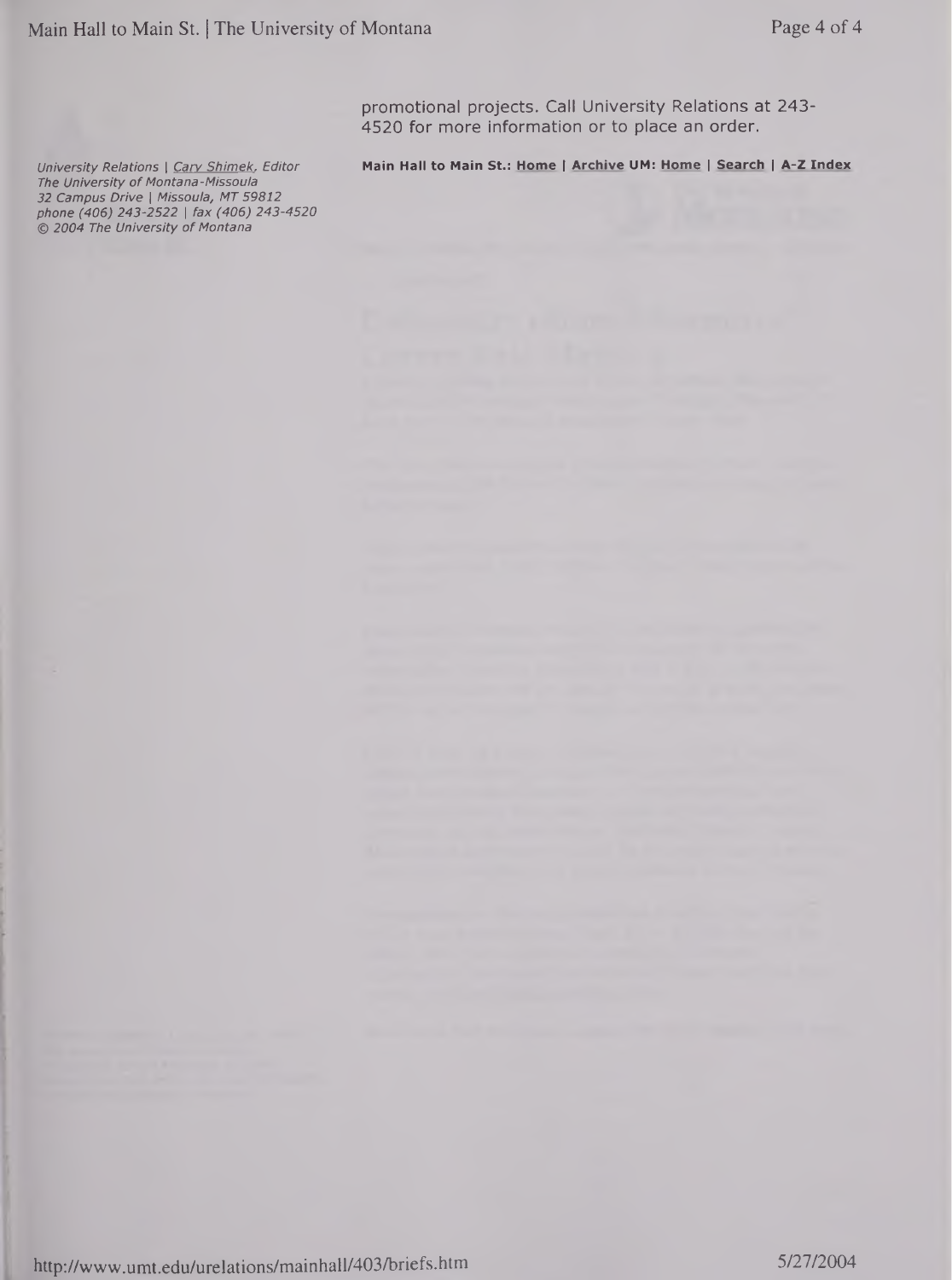promotional projects. Call University Relations at 243-4520 for more information or to place an order.

*University Relations | Cary Shimek, Editor*
*The University of Montana-Missoula*
*32 Campus Drive | Missoula, MT 59812*
*phone (406) 243-2522 | fax (406) 243-4520*
*© 2004 The University of Montana*

**Main Hall to Main St.: Home | Archive UM: Home | Search | A-Z Index**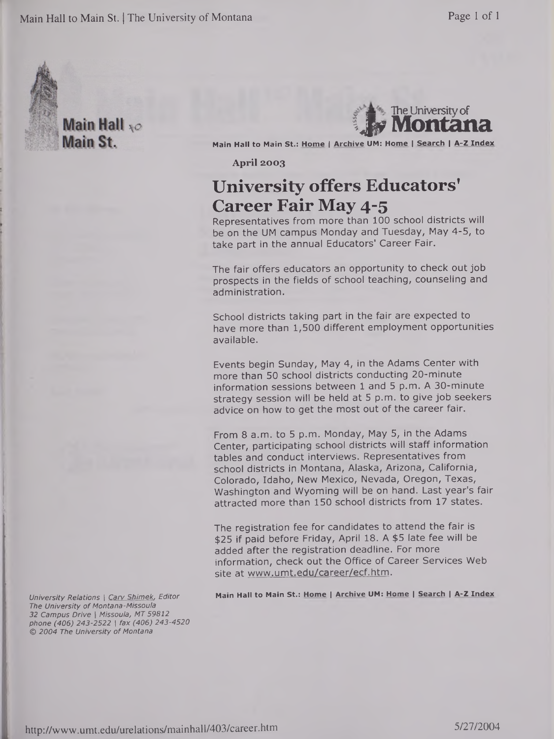Main Hall to Main St.: Home | Archive UM: Home | Search | A-Z Index

**April 2003**

# University offers Educators' Career Fair May 4-5

Representatives from more than 100 school districts will be on the UM campus Monday and Tuesday, May 4-5, to take part in the annual Educators' Career Fair.

The fair offers educators an opportunity to check out job prospects in the fields of school teaching, counseling and administration.

School districts taking part in the fair are expected to have more than 1,500 different employment opportunities available.

Events begin Sunday, May 4, in the Adams Center with more than 50 school districts conducting 20-minute information sessions between 1 and 5 p.m. A 30-minute strategy session will be held at 5 p.m. to give job seekers advice on how to get the most out of the career fair.

From 8 a.m. to 5 p.m. Monday, May 5, in the Adams Center, participating school districts will staff information tables and conduct interviews. Representatives from school districts in Montana, Alaska, Arizona, California, Colorado, Idaho, New Mexico, Nevada, Oregon, Texas, Washington and Wyoming will be on hand. Last year's fair attracted more than 150 school districts from 17 states.

The registration fee for candidates to attend the fair is $25 if paid before Friday, April 18. A $5 late fee will be added after the registration deadline. For more information, check out the Office of Career Services Web site at www.umt.edu/career/ecf.htm.

Main Hall to Main St.: Home | Archive UM: Home | Search | A-Z Index

*University Relations | Cary Shimek, Editor*
*The University of Montana-Missoula*
*32 Campus Drive | Missoula, MT 59812*
*phone (406) 243-2522 | fax (406) 243-4520*
*© 2004 The University of Montana*